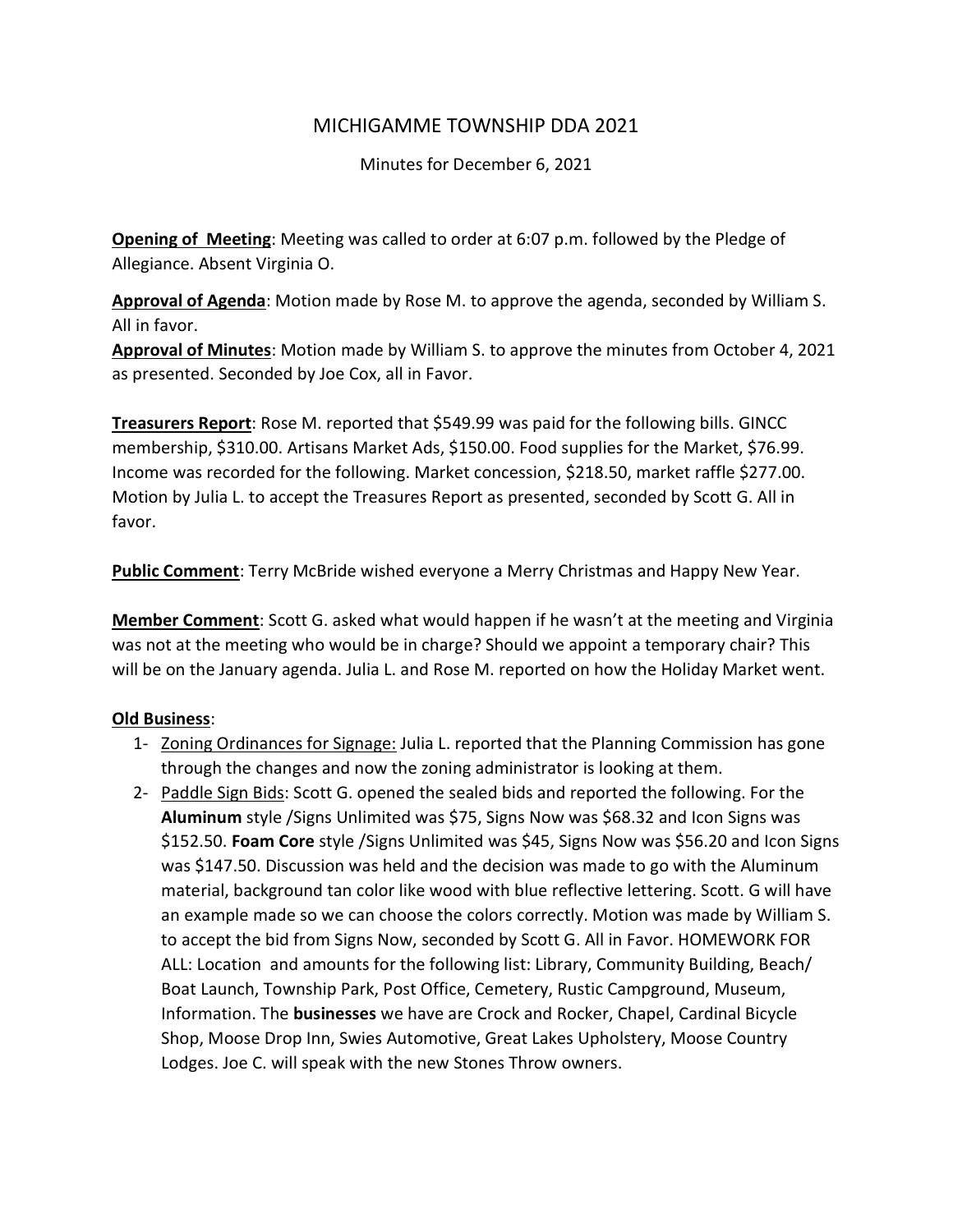# MICHIGAMME TOWNSHIP DDA 2021

Minutes for December 6, 2021

**Opening of Meeting**: Meeting was called to order at 6:07 p.m. followed by the Pledge of Allegiance. Absent Virginia O.

**Approval of Agenda**: Motion made by Rose M. to approve the agenda, seconded by William S. All in favor.

**Approval of Minutes**: Motion made by William S. to approve the minutes from October 4, 2021 as presented. Seconded by Joe Cox, all in Favor.

**Treasurers Report**: Rose M. reported that $549.99 was paid for the following bills. GINCC membership, $310.00. Artisans Market Ads, $150.00. Food supplies for the Market, $76.99. Income was recorded for the following. Market concession, $218.50, market raffle $277.00. Motion by Julia L. to accept the Treasures Report as presented, seconded by Scott G. All in favor.

**Public Comment**: Terry McBride wished everyone a Merry Christmas and Happy New Year.

**Member Comment**: Scott G. asked what would happen if he wasn't at the meeting and Virginia was not at the meeting who would be in charge? Should we appoint a temporary chair? This will be on the January agenda. Julia L. and Rose M. reported on how the Holiday Market went.

**Old Business**:

1- Zoning Ordinances for Signage: Julia L. reported that the Planning Commission has gone through the changes and now the zoning administrator is looking at them.

2- Paddle Sign Bids: Scott G. opened the sealed bids and reported the following. For the **Aluminum** style /Signs Unlimited was $75, Signs Now was $68.32 and Icon Signs was $152.50. **Foam Core** style /Signs Unlimited was $45, Signs Now was $56.20 and Icon Signs was $147.50. Discussion was held and the decision was made to go with the Aluminum material, background tan color like wood with blue reflective lettering. Scott. G will have an example made so we can choose the colors correctly. Motion was made by William S. to accept the bid from Signs Now, seconded by Scott G. All in Favor. HOMEWORK FOR ALL: Location and amounts for the following list: Library, Community Building, Beach/ Boat Launch, Township Park, Post Office, Cemetery, Rustic Campground, Museum, Information. The **businesses** we have are Crock and Rocker, Chapel, Cardinal Bicycle Shop, Moose Drop Inn, Swies Automotive, Great Lakes Upholstery, Moose Country Lodges. Joe C. will speak with the new Stones Throw owners.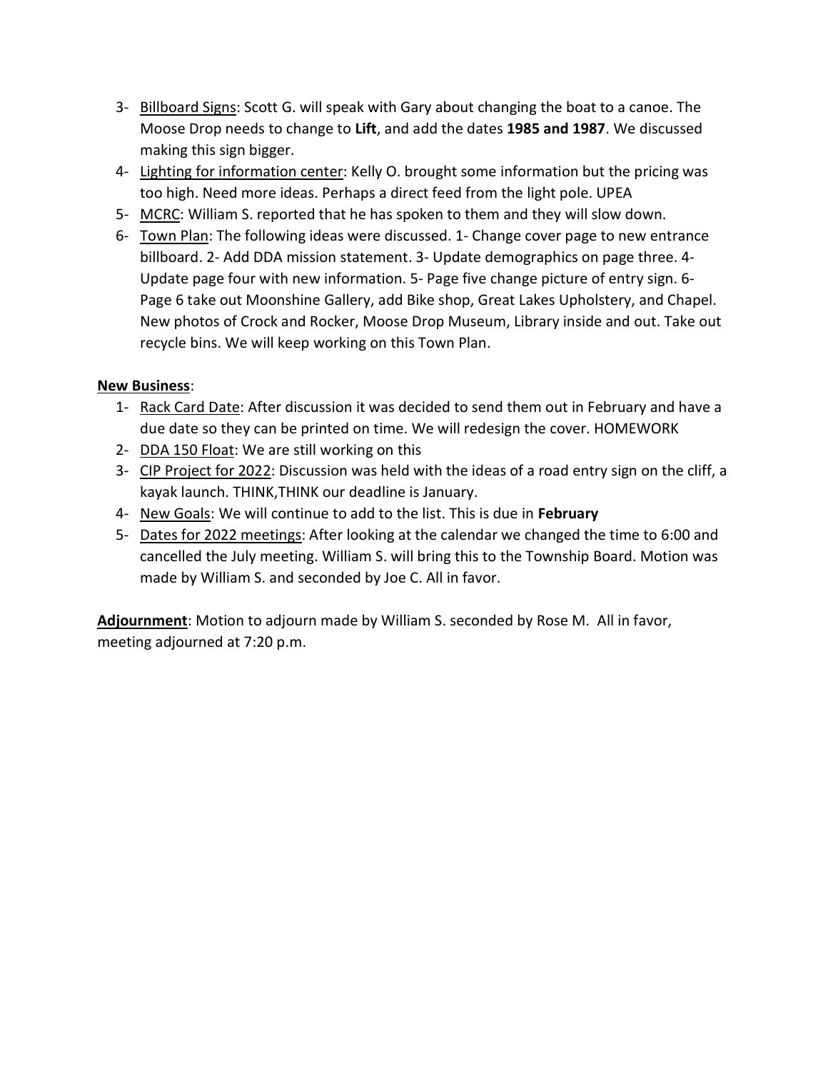3- Underline: Billboard Signs: Scott G. will speak with Gary about changing the boat to a canoe. The Moose Drop needs to change to **Lift**, and add the dates **1985 and 1987**. We discussed making this sign bigger.
4- Lighting for information center: Kelly O. brought some information but the pricing was too high. Need more ideas. Perhaps a direct feed from the light pole. UPEA
5- MCRC: William S. reported that he has spoken to them and they will slow down.
6- Town Plan: The following ideas were discussed. 1- Change cover page to new entrance billboard. 2- Add DDA mission statement. 3- Update demographics on page three. 4- Update page four with new information. 5- Page five change picture of entry sign. 6- Page 6 take out Moonshine Gallery, add Bike shop, Great Lakes Upholstery, and Chapel. New photos of Crock and Rocker, Moose Drop Museum, Library inside and out. Take out recycle bins. We will keep working on this Town Plan.

**New Business**:

1- Rack Card Date: After discussion it was decided to send them out in February and have a due date so they can be printed on time. We will redesign the cover. HOMEWORK
2- DDA 150 Float: We are still working on this
3- CIP Project for 2022: Discussion was held with the ideas of a road entry sign on the cliff, a kayak launch. THINK,THINK our deadline is January.
4- New Goals: We will continue to add to the list. This is due in **February**
5- Dates for 2022 meetings: After looking at the calendar we changed the time to 6:00 and cancelled the July meeting. William S. will bring this to the Township Board. Motion was made by William S. and seconded by Joe C. All in favor.

**Adjournment**: Motion to adjourn made by William S. seconded by Rose M. All in favor, meeting adjourned at 7:20 p.m.

3- Billboard Signs: Scott G. will speak with Gary about changing the boat to a canoe. The Moose Drop needs to change to **Lift**, and add the dates **1985 and 1987**. We discussed making this sign bigger.
4- Lighting for information center: Kelly O. brought some information but the pricing was too high. Need more ideas. Perhaps a direct feed from the light pole. UPEA
5- MCRC: William S. reported that he has spoken to them and they will slow down.
6- Town Plan: The following ideas were discussed. 1- Change cover page to new entrance billboard. 2- Add DDA mission statement. 3- Update demographics on page three. 4- Update page four with new information. 5- Page five change picture of entry sign. 6- Page 6 take out Moonshine Gallery, add Bike shop, Great Lakes Upholstery, and Chapel. New photos of Crock and Rocker, Moose Drop Museum, Library inside and out. Take out recycle bins. We will keep working on this Town Plan.

**New Business**:

1- Rack Card Date: After discussion it was decided to send them out in February and have a due date so they can be printed on time. We will redesign the cover. HOMEWORK
2- DDA 150 Float: We are still working on this
3- CIP Project for 2022: Discussion was held with the ideas of a road entry sign on the cliff, a kayak launch. THINK,THINK our deadline is January.
4- New Goals: We will continue to add to the list. This is due in **February**
5- Dates for 2022 meetings: After looking at the calendar we changed the time to 6:00 and cancelled the July meeting. William S. will bring this to the Township Board. Motion was made by William S. and seconded by Joe C. All in favor.

**Adjournment**: Motion to adjourn made by William S. seconded by Rose M. All in favor, meeting adjourned at 7:20 p.m.